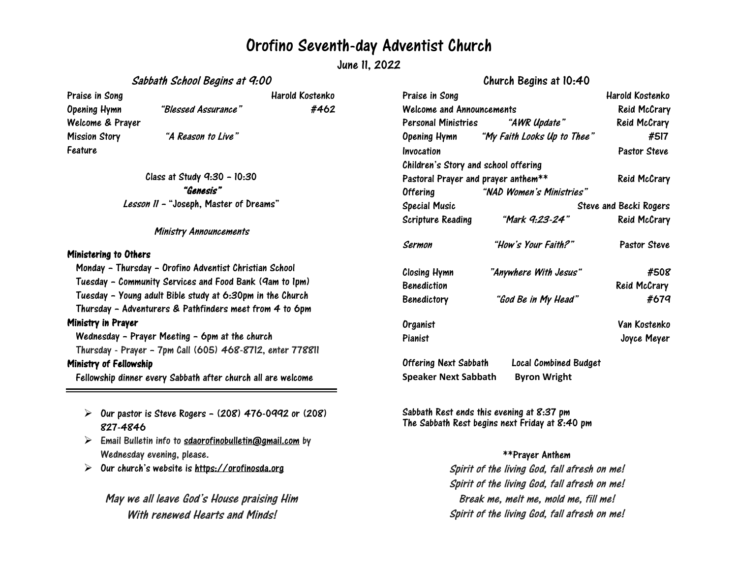# Orofino Seventh-day Adventist Church

June 11, 2022

## *Sabbath School Begins at 9:00*

| | | |
|---|---|---|
| Praise in Song | | Harold Kostenko |
| Opening Hymn | *"Blessed Assurance"* | #462 |
| Welcome & Prayer | | |
| Mission Story | *"A Reason to Live"* | |
| Feature | | |

Class at Study 9:30 – 10:30

***"Genesis"***

*Lesson 11* – "Joseph, Master of Dreams"

*Ministry Announcements*

**Ministering to Others**

- Monday – Thursday – Orofino Adventist Christian School
- Tuesday – Community Services and Food Bank (9am to 1pm)
- Tuesday – Young adult Bible study at 6:30pm in the Church
- Thursday – Adventurers & Pathfinders meet from 4 to 6pm

**Ministry in Prayer**

- Wednesday – Prayer Meeting – 6pm at the church
- Thursday - Prayer – 7pm Call (605) 468-8712, enter 778811

**Ministry of Fellowship**

- Fellowship dinner every Sabbath after church all are welcome

---

- Our pastor is Steve Rogers – (208) 476-0992 or (208) 827-4846
- Email Bulletin info to sdaorofinobulletin@gmail.com by Wednesday evening, please.
- Our church's website is https://orofinosda.org

*May we all leave God's House praising Him*
*With renewed Hearts and Minds!*

## Church Begins at 10:40

| | | |
|---|---|---|
| Praise in Song | | Harold Kostenko |
| Welcome and Announcements | | Reid McCrary |
| Personal Ministries | *"AWR Update"* | Reid McCrary |
| Opening Hymn | *"My Faith Looks Up to Thee"* | #517 |
| Invocation | | Pastor Steve |
| Children's Story and school offering | | |
| Pastoral Prayer and prayer anthem** | | Reid McCrary |
| Offering | *"NAD Women's Ministries"* | |
| Special Music | | Steve and Becki Rogers |
| Scripture Reading | *"Mark 9:23-24"* | Reid McCrary |
| *Sermon* | *"How's Your Faith?"* | Pastor Steve |
| Closing Hymn | *"Anywhere With Jesus"* | #508 |
| Benediction | | Reid McCrary |
| Benedictory | *"God Be in My Head"* | #679 |
| Organist | | Van Kostenko |
| Pianist | | Joyce Meyer |

Offering Next Sabbath — Local Combined Budget

**Speaker Next Sabbath — Byron Wright**

Sabbath Rest ends this evening at 8:37 pm
The Sabbath Rest begins next Friday at 8:40 pm

**Prayer Anthem

*Spirit of the living God, fall afresh on me!*
*Spirit of the living God, fall afresh on me!*
*Break me, melt me, mold me, fill me!*
*Spirit of the living God, fall afresh on me!*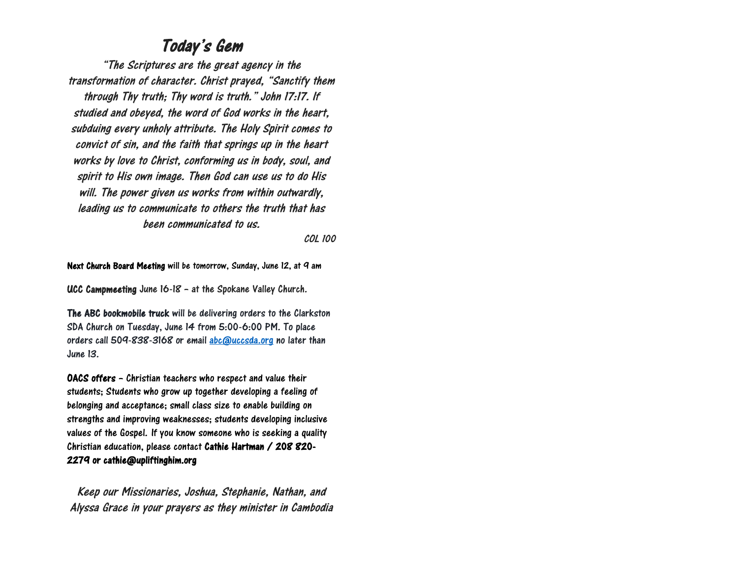# Today's Gem

*"The Scriptures are the great agency in the transformation of character. Christ prayed, "Sanctify them through Thy truth; Thy word is truth." John 17:17. If studied and obeyed, the word of God works in the heart, subduing every unholy attribute. The Holy Spirit comes to convict of sin, and the faith that springs up in the heart works by love to Christ, conforming us in body, soul, and spirit to His own image. Then God can use us to do His will. The power given us works from within outwardly, leading us to communicate to others the truth that has been communicated to us.*

COL 100

**Next Church Board Meeting** will be tomorrow, Sunday, June 12, at 9 am

**UCC Campmeeting** June 16-18 – at the Spokane Valley Church.

**The ABC bookmobile truck** will be delivering orders to the Clarkston SDA Church on Tuesday, June 14 from 5:00-6:00 PM. To place orders call 509-838-3168 or email abc@uccsda.org no later than June 13.

**OACS offers** – Christian teachers who respect and value their students; Students who grow up together developing a feeling of belonging and acceptance; small class size to enable building on strengths and improving weaknesses; students developing inclusive values of the Gospel. If you know someone who is seeking a quality Christian education, please contact **Cathie Hartman / 208 820-2279 or cathie@upliftinghim.org**

*Keep our Missionaries, Joshua, Stephanie, Nathan, and Alyssa Grace in your prayers as they minister in Cambodia*